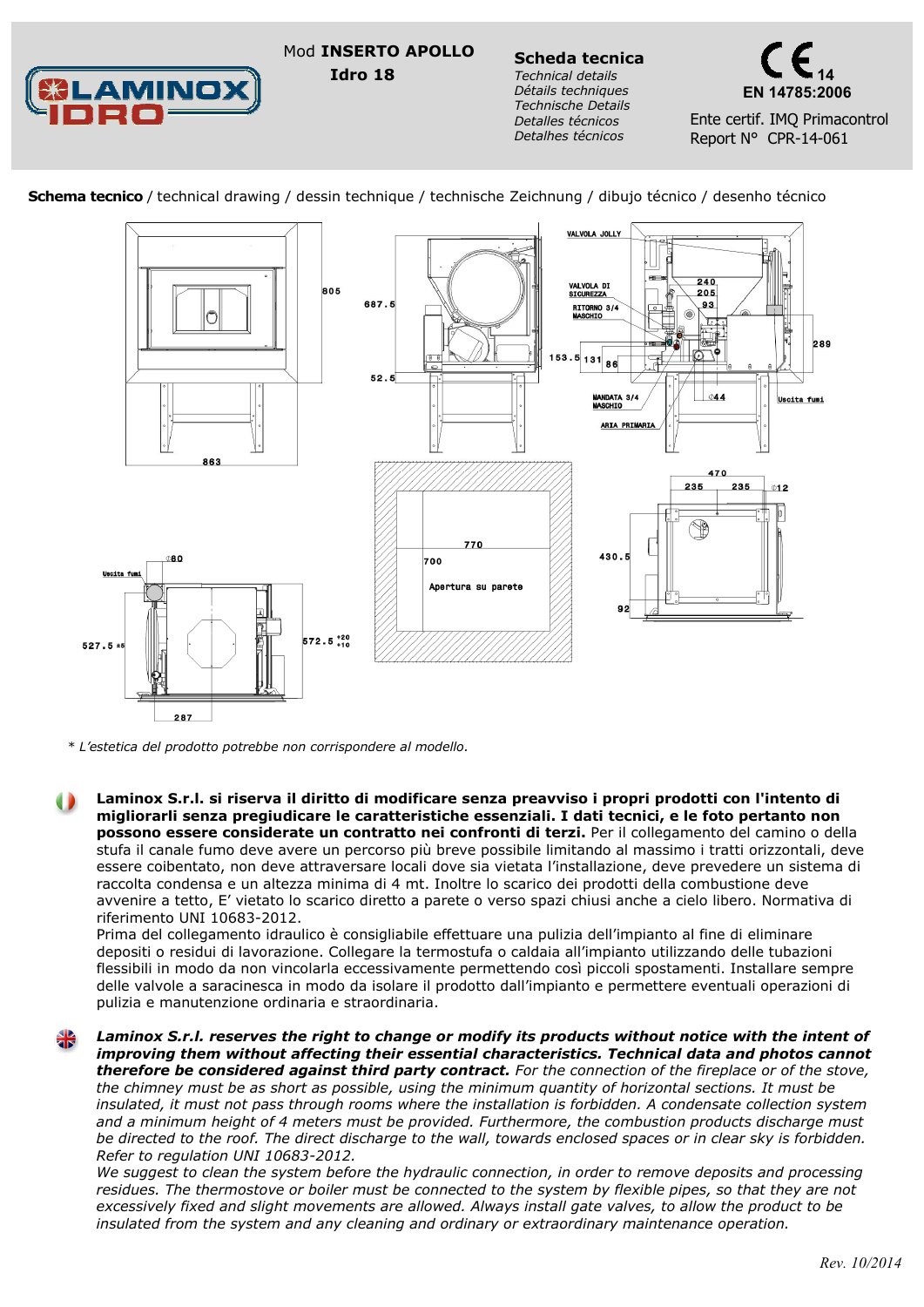Mod **INSERTO APOLLO**
**Idro 18**

**Scheda tecnica**
*Technical details*
*Détails techniques*
*Technische Details*
*Detalles técnicos*
*Detalhes técnicos*

CE 14
**EN 14785:2006**
Ente certif. IMQ Primacontrol
Report N° CPR-14-061

**Schema tecnico** / technical drawing / dessin technique / technische Zeichnung / dibujo técnico / desenho técnico

VALVOLA JOLLY
VALVOLA DI SICUREZZA
RITORNO 3/4 MASCHIO
MANDATA 3/4 MASCHIO
ARIA PRIMARIA
Uscita fumi
Apertura su parete

805 · 863 · 687.5 · 52.5 · 153.5 · 131 · 86 · 240 · 205 · 93 · 289 · Ø44 · 470 · 235 · 235 · Ø12 · 430.5 · 92 · 770 · 700 · Ø80 · 527.5 ±5 · 572.5 +20/+10 · 287

\* *L'estetica del prodotto potrebbe non corrispondere al modello.*

**Laminox S.r.l. si riserva il diritto di modificare senza preavviso i propri prodotti con l'intento di migliorarli senza pregiudicare le caratteristiche essenziali. I dati tecnici, e le foto pertanto non possono essere considerate un contratto nei confronti di terzi.** Per il collegamento del camino o della stufa il canale fumo deve avere un percorso più breve possibile limitando al massimo i tratti orizzontali, deve essere coibentato, non deve attraversare locali dove sia vietata l'installazione, deve prevedere un sistema di raccolta condensa e un altezza minima di 4 mt. Inoltre lo scarico dei prodotti della combustione deve avvenire a tetto, E' vietato lo scarico diretto a parete o verso spazi chiusi anche a cielo libero. Normativa di riferimento UNI 10683-2012.
Prima del collegamento idraulico è consigliabile effettuare una pulizia dell'impianto al fine di eliminare depositi o residui di lavorazione. Collegare la termostufa o caldaia all'impianto utilizzando delle tubazioni flessibili in modo da non vincolarla eccessivamente permettendo così piccoli spostamenti. Installare sempre delle valvole a saracinesca in modo da isolare il prodotto dall'impianto e permettere eventuali operazioni di pulizia e manutenzione ordinaria e straordinaria.

***Laminox S.r.l. reserves the right to change or modify its products without notice with the intent of improving them without affecting their essential characteristics. Technical data and photos cannot therefore be considered against third party contract.*** *For the connection of the fireplace or of the stove, the chimney must be as short as possible, using the minimum quantity of horizontal sections. It must be insulated, it must not pass through rooms where the installation is forbidden. A condensate collection system and a minimum height of 4 meters must be provided. Furthermore, the combustion products discharge must be directed to the roof. The direct discharge to the wall, towards enclosed spaces or in clear sky is forbidden. Refer to regulation UNI 10683-2012.*
*We suggest to clean the system before the hydraulic connection, in order to remove deposits and processing residues. The thermostove or boiler must be connected to the system by flexible pipes, so that they are not excessively fixed and slight movements are allowed. Always install gate valves, to allow the product to be insulated from the system and any cleaning and ordinary or extraordinary maintenance operation.*

*Rev. 10/2014*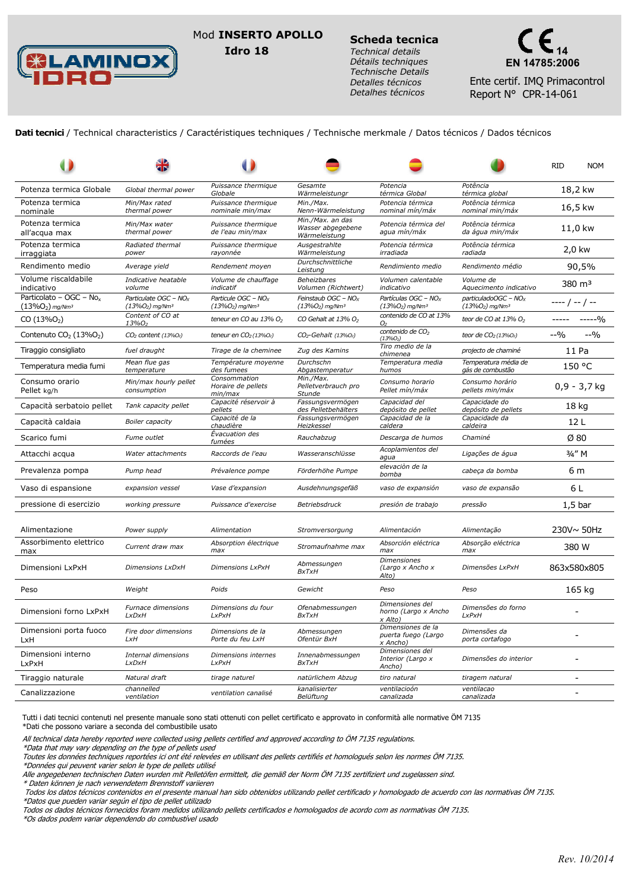LAMINOX IDRO

Mod **INSERTO APOLLO**
**Idro 18**

## Scheda tecnica

*Technical details*
*Détails techniques*
*Technische Details*
*Detalles técnicos*
*Detalhes técnicos*

CE 14
**EN 14785:2006**

Ente certif. IMQ Primacontrol
Report N° CPR-14-061

**Dati tecnici** / Technical characteristics / Caractéristiques techniques / Technische merkmale / Datos técnicos / Dados técnicos

| IT | EN | FR | DE | ES | PT | RID NOM |
|---|---|---|---|---|---|---|
| Potenza termica Globale | *Global thermal power* | *Puissance thermique Globale* | *Gesamte Wärmeleistungr* | *Potencia térmica Global* | *Potência térmica global* | 18,2 kw |
| Potenza termica nominale | *Min/Max rated thermal power* | *Puissance thermique nominale min/max* | *Min./Max. Nenn-Wärmeleistung* | *Potencia térmica nominal mín/máx* | *Potência térmica nominal mín/máx* | 16,5 kw |
| Potenza termica all'acqua max | *Min/Max water thermal power* | *Puissance thermique de l'eau min/max* | *Min./Max. an das Wasser abgegebene Wärmeleistung* | *Potencia térmica del agua mín/máx* | *Potência térmica da água mín/máx* | 11,0 kw |
| Potenza termica irraggiata | *Radiated thermal power* | *Puissance thermique rayonnée* | *Ausgestrahlte Wärmeleistung* | *Potencia térmica irradiada* | *Potência térmica radiada* | 2,0 kw |
| Rendimento medio | *Average yield* | *Rendement moyen* | *Durchschnittliche Leistung* | *Rendimiento medio* | *Rendimento médio* | 90,5% |
| Volume riscaldabile indicativo | *Indicative heatable volume* | *Volume de chauffage indicatif* | *Beheizbares Volumen (Richtwert)* | *Volumen calentable indicativo* | *Volume de Aquecimento indicativo* | 380 m³ |
| Particolato – OGC – $NO_x$ ($13\%O_2$) mg/Nm³ | *Particulate OGC – $NO_x$ ($13\%O_2$) mg/Nm³* | *Particule OGC – $NO_x$ ($13\%O_2$) mg/Nm³* | *Feinstaub OGC – $NO_x$ ($13\%O_2$) mg/Nm³* | *Partículas OGC – $NO_x$ ($13\%O_2$) mg/Nm³* | *particuladoOGC – $NO_x$ ($13\%O_2$) mg/Nm³* | ---- / -- / -- |
| CO ($13\%O_2$) | *Content of CO at $13\%O_2$* | *teneur en CO au 13% $O_2$* | *CO Gehalt at 13% $O_2$* | *contenido de CO at 13% $O_2$* | *teor de CO at 13% $O_2$* | ----- -----% |
| Contenuto $CO_2$ ($13\%O_2$) | *$CO_2$ content ($13\%O_2$)* | *teneur en $CO_2$ ($13\%O_2$)* | *$CO_2$-Gehalt ($13\%O_2$)* | *contenido de $CO_2$ ($13\%O_2$)* | *teor de $CO_2$ ($13\%O_2$)* | --% --% |
| Tiraggio consigliato | *fuel draught* | *Tirage de la cheminee* | *Zug des Kamins* | *Tiro medio de la chimenea* | *projecto de chaminé* | 11 Pa |
| Temperatura media fumi | *Mean flue gas temperature* | *Température moyenne des fumees* | *Durchschn Abgastemperatur* | *Temperatura media humos* | *Temperatura média de gás de combustão* | 150 °C |
| Consumo orario Pellet kg/h | *Min/max hourly pellet consumption* | *Consommation Horaire de pellets min/max* | *Min./Max. Pelletverbrauch pro Stunde* | *Consumo horario Pellet mín/máx* | *Consumo horário pellets mín/máx* | 0,9 - 3,7 kg |
| Capacità serbatoio pellet | *Tank capacity pellet* | *Capacité réservoir à pellets* | *Fassungsvermögen des Pelletbehälters* | *Capacidad del depósito de pellet* | *Capacidade do depósito de pellets* | 18 kg |
| Capacità caldaia | *Boiler capacity* | *Capacité de la chaudière* | *Fassungsvermögen Heizkessel* | *Capacidad de la caldera* | *Capacidade da caldeira* | 12 L |
| Scarico fumi | *Fume outlet* | *Évacuation des fumées* | *Rauchabzug* | *Descarga de humos* | *Chaminé* | Ø 80 |
| Attacchi acqua | *Water attachments* | *Raccords de l'eau* | *Wasseranschlüsse* | *Acoplamientos del agua* | *Ligações de água* | ¾" M |
| Prevalenza pompa | *Pump head* | *Prévalence pompe* | *Förderhöhe Pumpe* | *elevación de la bomba* | *cabeça da bomba* | 6 m |
| Vaso di espansione | *expansion vessel* | *Vase d'expansion* | *Ausdehnungsgefäß* | *vaso de expansión* | *vaso de expansão* | 6 L |
| pressione di esercizio | *working pressure* | *Puissance d'exercise* | *Betriebsdruck* | *presión de trabajo* | *pressão* | 1,5 bar |
| Alimentazione | *Power supply* | *Alimentation* | *Stromversorgung* | *Alimentación* | *Alimentação* | 230V~ 50Hz |
| Assorbimento elettrico max | *Current draw max* | *Absorption électrique max* | *Stromaufnahme max* | *Absorción eléctrica max* | *Absorção eléctrica max* | 380 W |
| Dimensioni LxPxH | *Dimensions LxDxH* | *Dimensions LxPxH* | *Abmessungen BxTxH* | *Dimensiones (Largo x Ancho x Alto)* | *Dimensões LxPxH* | 863x580x805 |
| Peso | *Weight* | *Poids* | *Gewicht* | *Peso* | *Peso* | 165 kg |
| Dimensioni forno LxPxH | *Furnace dimensions LxDxH* | *Dimensions du four LxPxH* | *Ofenabmessungen BxTxH* | *Dimensiones del horno (Largo x Ancho x Alto)* | *Dimensões do forno LxPxH* | - |
| Dimensioni porta fuoco LxH | *Fire door dimensions LxH* | *Dimensions de la Porte du feu LxH* | *Abmessungen Ofentür BxH* | *Dimensiones de la puerta fuego (Largo x Ancho)* | *Dimensões da porta cortafogo* | - |
| Dimensioni interno LxPxH | *Internal dimensions LxDxH* | *Dimensions internes LxPxH* | *Innenabmessungen BxTxH* | *Dimensiones del Interior (Largo x Ancho)* | *Dimensões do interior* | - |
| Tiraggio naturale | *Natural draft* | *tirage naturel* | *natürlichem Abzug* | *tiro natural* | *tiragem natural* | - |
| Canalizzazione | *channelled ventilation* | *ventilation canalisé* | *kanalisierter Belüftung* | *ventilacióón canalizada* | *ventilacao canalizada* | - |

Tutti i dati tecnici contenuti nel presente manuale sono stati ottenuti con pellet certificato e approvato in conformità alle normative ÖM 7135
*Dati che possono variare a seconda del combustibile usato

*All technical data hereby reported were collected using pellets certified and approved according to ÖM 7135 regulations.*
*\*Data that may vary depending on the type of pellets used*
*Toutes les données techniques reportées ici ont été relevées en utilisant des pellets certifiés et homologués selon les normes ÖM 7135.*
*\*Données qui peuvent varier selon le type de pellets utilisé*
*Alle angegebenen technischen Daten wurden mit Pelletöfen ermittelt, die gemäß der Norm ÖM 7135 zertifiziert und zugelassen sind.*
*\* Daten können je nach verwendetem Brennstoff variieren*
*Todos los datos técnicos contenidos en el presente manual han sido obtenidos utilizando pellet certificado y homologado de acuerdo con las normativas ÖM 7135.*
*\*Datos que pueden variar según el tipo de pellet utilizado*
*Todos os dados técnicos fornecidos foram medidos utilizando pellets certificados e homologados de acordo com as normativas ÖM 7135.*
*\*Os dados podem variar dependendo do combustível usado*

*Rev. 10/2014*